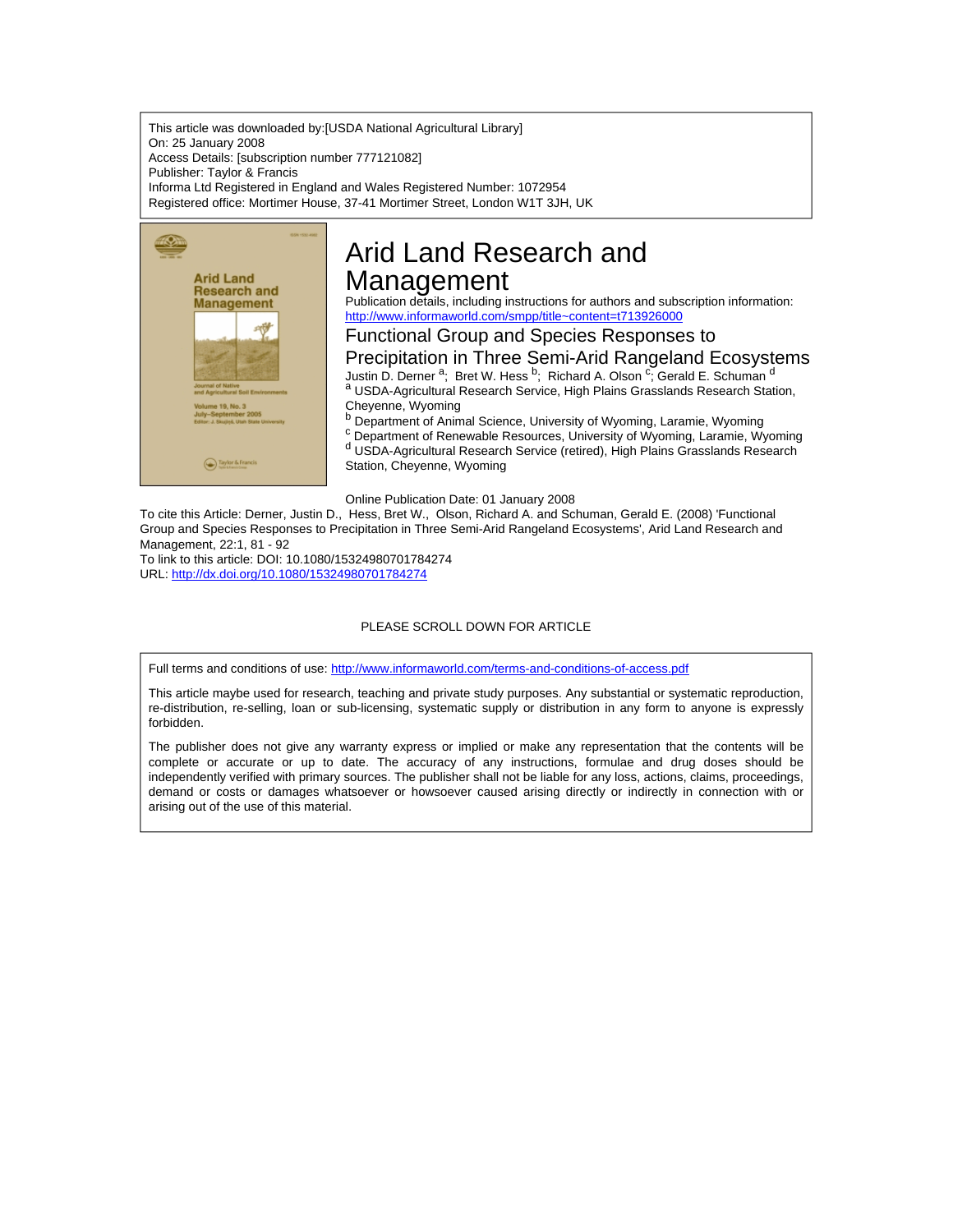This article was downloaded by:[USDA National Agricultural Library]
On: 25 January 2008
Access Details: [subscription number 777121082]
Publisher: Taylor & Francis
Informa Ltd Registered in England and Wales Registered Number: 1072954
Registered office: Mortimer House, 37-41 Mortimer Street, London W1T 3JH, UK

# Arid Land Research and Management

Publication details, including instructions for authors and subscription information:
http://www.informaworld.com/smpp/title~content=t713926000

## Functional Group and Species Responses to Precipitation in Three Semi-Arid Rangeland Ecosystems

Justin D. Derner [a]; Bret W. Hess [b]; Richard A. Olson [c]; Gerald E. Schuman [d]

[a] USDA-Agricultural Research Service, High Plains Grasslands Research Station, Cheyenne, Wyoming

[b] Department of Animal Science, University of Wyoming, Laramie, Wyoming

[c] Department of Renewable Resources, University of Wyoming, Laramie, Wyoming

[d] USDA-Agricultural Research Service (retired), High Plains Grasslands Research Station, Cheyenne, Wyoming

Online Publication Date: 01 January 2008

To cite this Article: Derner, Justin D., Hess, Bret W., Olson, Richard A. and Schuman, Gerald E. (2008) 'Functional Group and Species Responses to Precipitation in Three Semi-Arid Rangeland Ecosystems', Arid Land Research and Management, 22:1, 81 - 92

To link to this article: DOI: 10.1080/15324980701784274

URL: http://dx.doi.org/10.1080/15324980701784274

PLEASE SCROLL DOWN FOR ARTICLE

Full terms and conditions of use: http://www.informaworld.com/terms-and-conditions-of-access.pdf

This article maybe used for research, teaching and private study purposes. Any substantial or systematic reproduction, re-distribution, re-selling, loan or sub-licensing, systematic supply or distribution in any form to anyone is expressly forbidden.

The publisher does not give any warranty express or implied or make any representation that the contents will be complete or accurate or up to date. The accuracy of any instructions, formulae and drug doses should be independently verified with primary sources. The publisher shall not be liable for any loss, actions, claims, proceedings, demand or costs or damages whatsoever or howsoever caused arising directly or indirectly in connection with or arising out of the use of this material.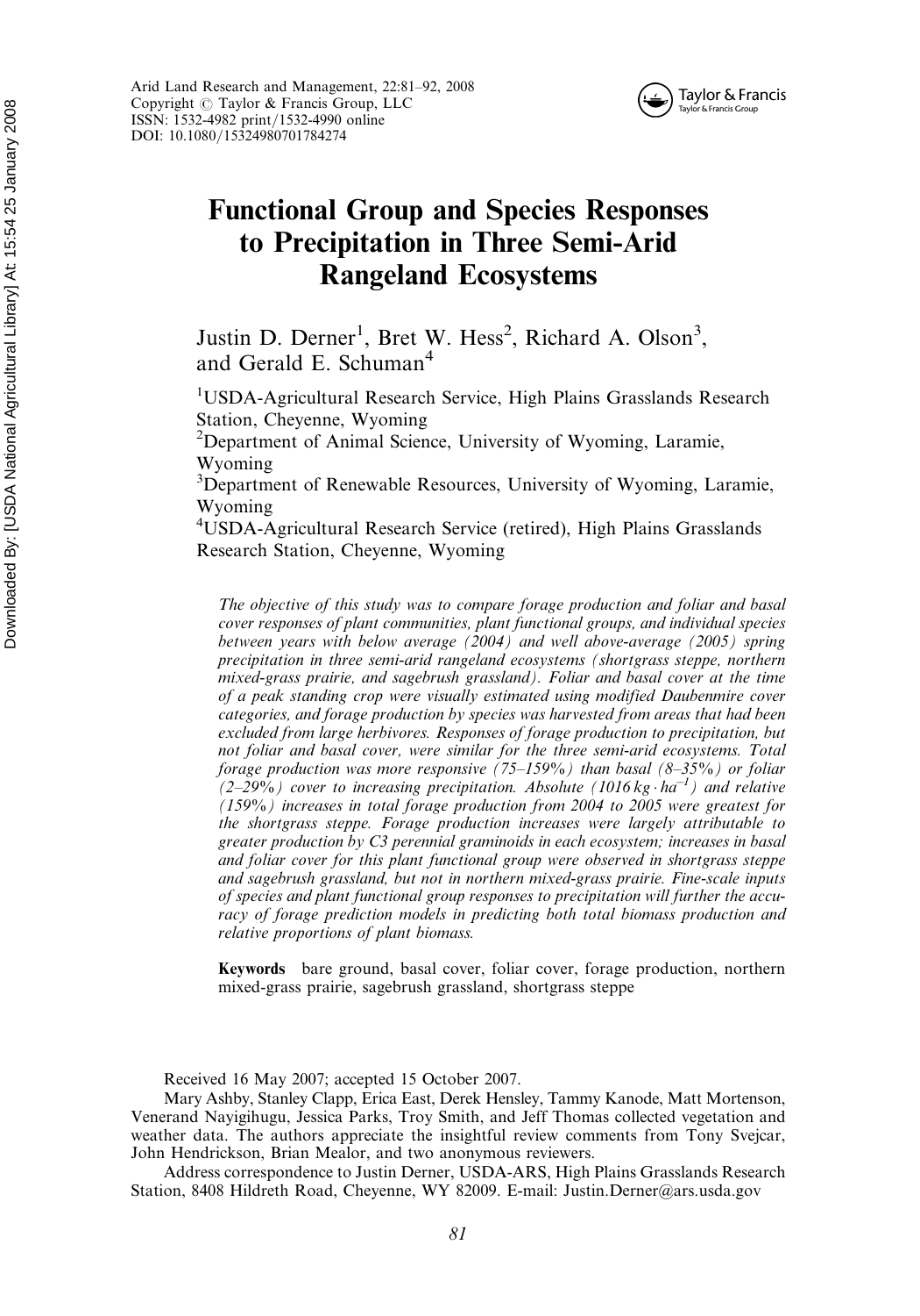# Functional Group and Species Responses to Precipitation in Three Semi-Arid Rangeland Ecosystems

Justin D. Derner[1], Bret W. Hess[2], Richard A. Olson[3], and Gerald E. Schuman[4]

[1]USDA-Agricultural Research Service, High Plains Grasslands Research Station, Cheyenne, Wyoming

[2]Department of Animal Science, University of Wyoming, Laramie, Wyoming

[3]Department of Renewable Resources, University of Wyoming, Laramie, Wyoming

[4]USDA-Agricultural Research Service (retired), High Plains Grasslands Research Station, Cheyenne, Wyoming

*The objective of this study was to compare forage production and foliar and basal cover responses of plant communities, plant functional groups, and individual species between years with below average (2004) and well above-average (2005) spring precipitation in three semi-arid rangeland ecosystems (shortgrass steppe, northern mixed-grass prairie, and sagebrush grassland). Foliar and basal cover at the time of a peak standing crop were visually estimated using modified Daubenmire cover categories, and forage production by species was harvested from areas that had been excluded from large herbivores. Responses of forage production to precipitation, but not foliar and basal cover, were similar for the three semi-arid ecosystems. Total forage production was more responsive (75–159%) than basal (8–35%) or foliar (2–29%) cover to increasing precipitation. Absolute (1016 $kg \cdot ha^{-1}$) and relative (159%) increases in total forage production from 2004 to 2005 were greatest for the shortgrass steppe. Forage production increases were largely attributable to greater production by C3 perennial graminoids in each ecosystem; increases in basal and foliar cover for this plant functional group were observed in shortgrass steppe and sagebrush grassland, but not in northern mixed-grass prairie. Fine-scale inputs of species and plant functional group responses to precipitation will further the accuracy of forage prediction models in predicting both total biomass production and relative proportions of plant biomass.*

**Keywords** bare ground, basal cover, foliar cover, forage production, northern mixed-grass prairie, sagebrush grassland, shortgrass steppe

Received 16 May 2007; accepted 15 October 2007.

Mary Ashby, Stanley Clapp, Erica East, Derek Hensley, Tammy Kanode, Matt Mortenson, Venerand Nayigihugu, Jessica Parks, Troy Smith, and Jeff Thomas collected vegetation and weather data. The authors appreciate the insightful review comments from Tony Svejcar, John Hendrickson, Brian Mealor, and two anonymous reviewers.

Address correspondence to Justin Derner, USDA-ARS, High Plains Grasslands Research Station, 8408 Hildreth Road, Cheyenne, WY 82009. E-mail: Justin.Derner@ars.usda.gov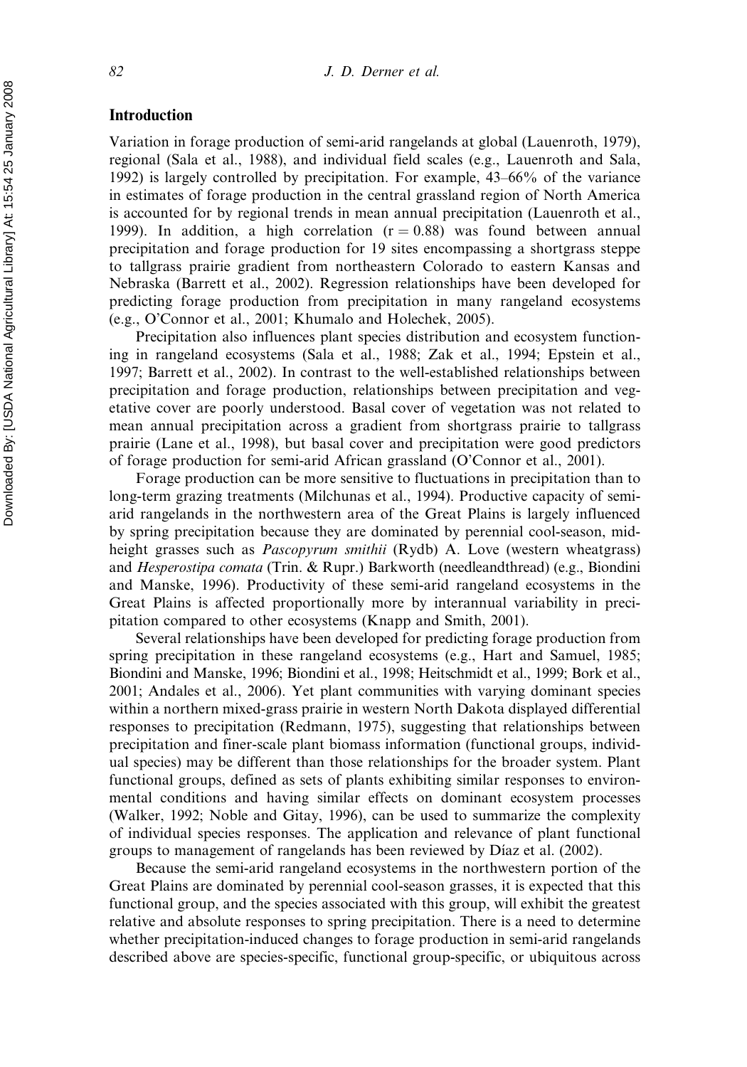## Introduction

Variation in forage production of semi-arid rangelands at global (Lauenroth, 1979), regional (Sala et al., 1988), and individual field scales (e.g., Lauenroth and Sala, 1992) is largely controlled by precipitation. For example, 43–66% of the variance in estimates of forage production in the central grassland region of North America is accounted for by regional trends in mean annual precipitation (Lauenroth et al., 1999). In addition, a high correlation ($r = 0.88$) was found between annual precipitation and forage production for 19 sites encompassing a shortgrass steppe to tallgrass prairie gradient from northeastern Colorado to eastern Kansas and Nebraska (Barrett et al., 2002). Regression relationships have been developed for predicting forage production from precipitation in many rangeland ecosystems (e.g., O'Connor et al., 2001; Khumalo and Holechek, 2005).

Precipitation also influences plant species distribution and ecosystem functioning in rangeland ecosystems (Sala et al., 1988; Zak et al., 1994; Epstein et al., 1997; Barrett et al., 2002). In contrast to the well-established relationships between precipitation and forage production, relationships between precipitation and vegetative cover are poorly understood. Basal cover of vegetation was not related to mean annual precipitation across a gradient from shortgrass prairie to tallgrass prairie (Lane et al., 1998), but basal cover and precipitation were good predictors of forage production for semi-arid African grassland (O'Connor et al., 2001).

Forage production can be more sensitive to fluctuations in precipitation than to long-term grazing treatments (Milchunas et al., 1994). Productive capacity of semi-arid rangelands in the northwestern area of the Great Plains is largely influenced by spring precipitation because they are dominated by perennial cool-season, mid-height grasses such as *Pascopyrum smithii* (Rydb) A. Love (western wheatgrass) and *Hesperostipa comata* (Trin. & Rupr.) Barkworth (needleandthread) (e.g., Biondini and Manske, 1996). Productivity of these semi-arid rangeland ecosystems in the Great Plains is affected proportionally more by interannual variability in precipitation compared to other ecosystems (Knapp and Smith, 2001).

Several relationships have been developed for predicting forage production from spring precipitation in these rangeland ecosystems (e.g., Hart and Samuel, 1985; Biondini and Manske, 1996; Biondini et al., 1998; Heitschmidt et al., 1999; Bork et al., 2001; Andales et al., 2006). Yet plant communities with varying dominant species within a northern mixed-grass prairie in western North Dakota displayed differential responses to precipitation (Redmann, 1975), suggesting that relationships between precipitation and finer-scale plant biomass information (functional groups, individual species) may be different than those relationships for the broader system. Plant functional groups, defined as sets of plants exhibiting similar responses to environmental conditions and having similar effects on dominant ecosystem processes (Walker, 1992; Noble and Gitay, 1996), can be used to summarize the complexity of individual species responses. The application and relevance of plant functional groups to management of rangelands has been reviewed by Díaz et al. (2002).

Because the semi-arid rangeland ecosystems in the northwestern portion of the Great Plains are dominated by perennial cool-season grasses, it is expected that this functional group, and the species associated with this group, will exhibit the greatest relative and absolute responses to spring precipitation. There is a need to determine whether precipitation-induced changes to forage production in semi-arid rangelands described above are species-specific, functional group-specific, or ubiquitous across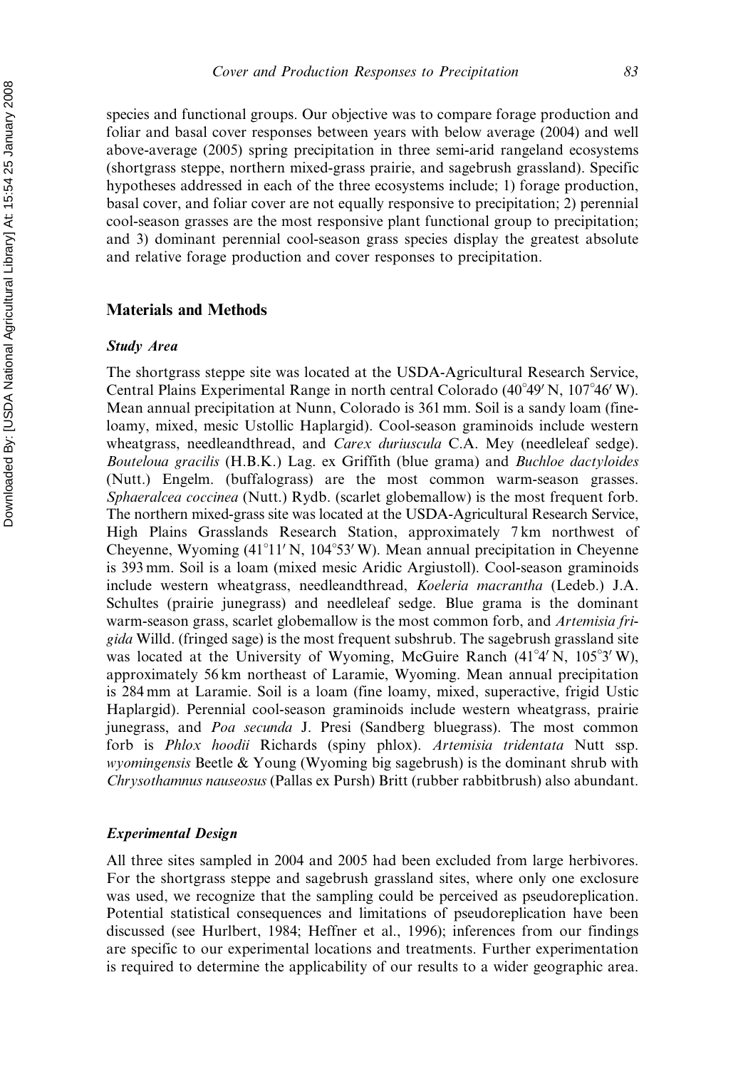species and functional groups. Our objective was to compare forage production and foliar and basal cover responses between years with below average (2004) and well above-average (2005) spring precipitation in three semi-arid rangeland ecosystems (shortgrass steppe, northern mixed-grass prairie, and sagebrush grassland). Specific hypotheses addressed in each of the three ecosystems include; 1) forage production, basal cover, and foliar cover are not equally responsive to precipitation; 2) perennial cool-season grasses are the most responsive plant functional group to precipitation; and 3) dominant perennial cool-season grass species display the greatest absolute and relative forage production and cover responses to precipitation.

## Materials and Methods

### *Study Area*

The shortgrass steppe site was located at the USDA-Agricultural Research Service, Central Plains Experimental Range in north central Colorado (40°49′ N, 107°46′ W). Mean annual precipitation at Nunn, Colorado is 361 mm. Soil is a sandy loam (fine-loamy, mixed, mesic Ustollic Haplargid). Cool-season graminoids include western wheatgrass, needleandthread, and *Carex duriuscula* C.A. Mey (needleleaf sedge). *Bouteloua gracilis* (H.B.K.) Lag. ex Griffith (blue grama) and *Buchloe dactyloides* (Nutt.) Engelm. (buffalograss) are the most common warm-season grasses. *Sphaeralcea coccinea* (Nutt.) Rydb. (scarlet globemallow) is the most frequent forb. The northern mixed-grass site was located at the USDA-Agricultural Research Service, High Plains Grasslands Research Station, approximately 7 km northwest of Cheyenne, Wyoming (41°11′ N, 104°53′ W). Mean annual precipitation in Cheyenne is 393 mm. Soil is a loam (mixed mesic Aridic Argiustoll). Cool-season graminoids include western wheatgrass, needleandthread, *Koeleria macrantha* (Ledeb.) J.A. Schultes (prairie junegrass) and needleleaf sedge. Blue grama is the dominant warm-season grass, scarlet globemallow is the most common forb, and *Artemisia frigida* Willd. (fringed sage) is the most frequent subshrub. The sagebrush grassland site was located at the University of Wyoming, McGuire Ranch (41°4′ N, 105°3′ W), approximately 56 km northeast of Laramie, Wyoming. Mean annual precipitation is 284 mm at Laramie. Soil is a loam (fine loamy, mixed, superactive, frigid Ustic Haplargid). Perennial cool-season graminoids include western wheatgrass, prairie junegrass, and *Poa secunda* J. Presi (Sandberg bluegrass). The most common forb is *Phlox hoodii* Richards (spiny phlox). *Artemisia tridentata* Nutt ssp. *wyomingensis* Beetle & Young (Wyoming big sagebrush) is the dominant shrub with *Chrysothamnus nauseosus* (Pallas ex Pursh) Britt (rubber rabbitbrush) also abundant.

### *Experimental Design*

All three sites sampled in 2004 and 2005 had been excluded from large herbivores. For the shortgrass steppe and sagebrush grassland sites, where only one exclosure was used, we recognize that the sampling could be perceived as pseudoreplication. Potential statistical consequences and limitations of pseudoreplication have been discussed (see Hurlbert, 1984; Heffner et al., 1996); inferences from our findings are specific to our experimental locations and treatments. Further experimentation is required to determine the applicability of our results to a wider geographic area.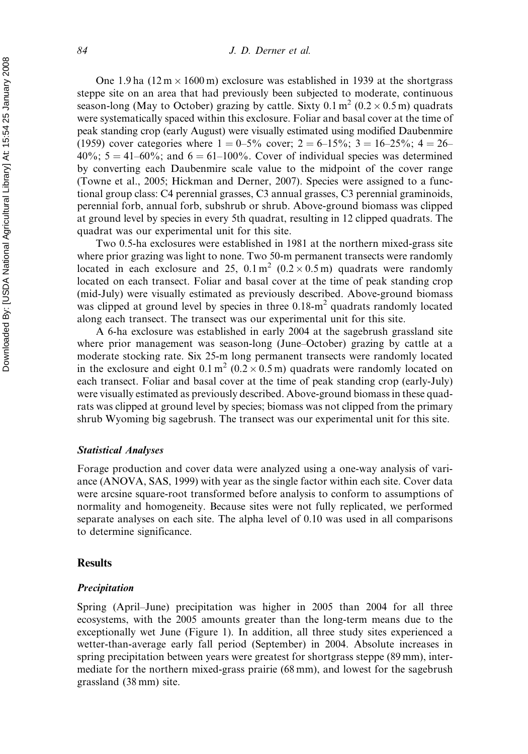One 1.9 ha (12 m × 1600 m) exclosure was established in 1939 at the shortgrass steppe site on an area that had previously been subjected to moderate, continuous season-long (May to October) grazing by cattle. Sixty 0.1 $m^2$ (0.2 × 0.5 m) quadrats were systematically spaced within this exclosure. Foliar and basal cover at the time of peak standing crop (early August) were visually estimated using modified Daubenmire (1959) cover categories where 1 = 0–5% cover; 2 = 6–15%; 3 = 16–25%; 4 = 26–40%; 5 = 41–60%; and 6 = 61–100%. Cover of individual species was determined by converting each Daubenmire scale value to the midpoint of the cover range (Towne et al., 2005; Hickman and Derner, 2007). Species were assigned to a functional group class: C4 perennial grasses, C3 annual grasses, C3 perennial graminoids, perennial forb, annual forb, subshrub or shrub. Above-ground biomass was clipped at ground level by species in every 5th quadrat, resulting in 12 clipped quadrats. The quadrat was our experimental unit for this site.

Two 0.5-ha exclosures were established in 1981 at the northern mixed-grass site where prior grazing was light to none. Two 50-m permanent transects were randomly located in each exclosure and 25, 0.1 $m^2$ (0.2 × 0.5 m) quadrats were randomly located on each transect. Foliar and basal cover at the time of peak standing crop (mid-July) were visually estimated as previously described. Above-ground biomass was clipped at ground level by species in three 0.18-$m^2$ quadrats randomly located along each transect. The transect was our experimental unit for this site.

A 6-ha exclosure was established in early 2004 at the sagebrush grassland site where prior management was season-long (June–October) grazing by cattle at a moderate stocking rate. Six 25-m long permanent transects were randomly located in the exclosure and eight 0.1 $m^2$ (0.2 × 0.5 m) quadrats were randomly located on each transect. Foliar and basal cover at the time of peak standing crop (early-July) were visually estimated as previously described. Above-ground biomass in these quadrats was clipped at ground level by species; biomass was not clipped from the primary shrub Wyoming big sagebrush. The transect was our experimental unit for this site.

### *Statistical Analyses*

Forage production and cover data were analyzed using a one-way analysis of variance (ANOVA, SAS, 1999) with year as the single factor within each site. Cover data were arcsine square-root transformed before analysis to conform to assumptions of normality and homogeneity. Because sites were not fully replicated, we performed separate analyses on each site. The alpha level of 0.10 was used in all comparisons to determine significance.

## Results

### *Precipitation*

Spring (April–June) precipitation was higher in 2005 than 2004 for all three ecosystems, with the 2005 amounts greater than the long-term means due to the exceptionally wet June (Figure 1). In addition, all three study sites experienced a wetter-than-average early fall period (September) in 2004. Absolute increases in spring precipitation between years were greatest for shortgrass steppe (89 mm), intermediate for the northern mixed-grass prairie (68 mm), and lowest for the sagebrush grassland (38 mm) site.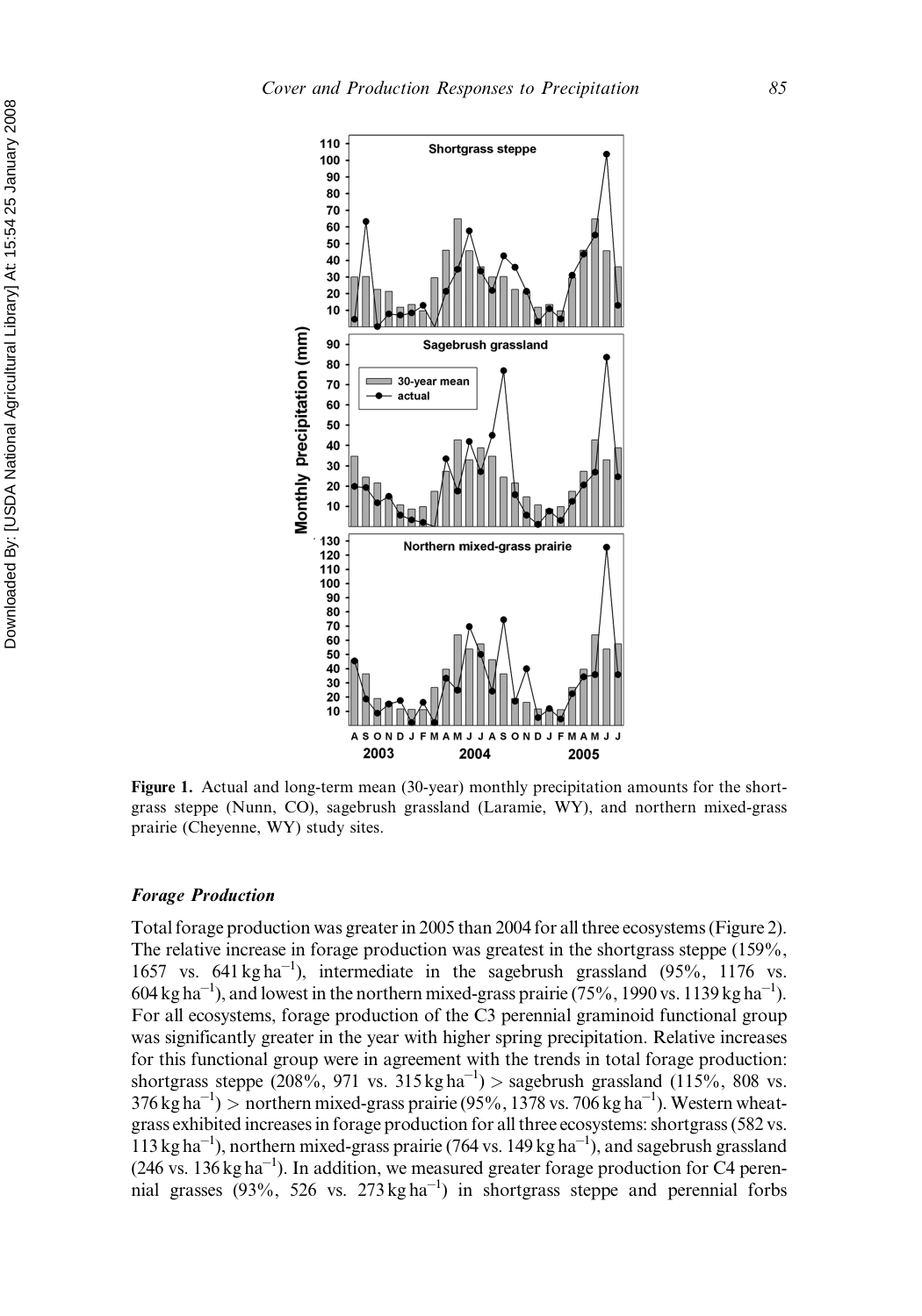**Figure 1.** Actual and long-term mean (30-year) monthly precipitation amounts for the shortgrass steppe (Nunn, CO), sagebrush grassland (Laramie, WY), and northern mixed-grass prairie (Cheyenne, WY) study sites.

### *Forage Production*

Total forage production was greater in 2005 than 2004 for all three ecosystems (Figure 2). The relative increase in forage production was greatest in the shortgrass steppe (159%, 1657 vs. 641 $kg\,ha^{-1}$), intermediate in the sagebrush grassland (95%, 1176 vs. 604 $kg\,ha^{-1}$), and lowest in the northern mixed-grass prairie (75%, 1990 vs. 1139 $kg\,ha^{-1}$). For all ecosystems, forage production of the C3 perennial graminoid functional group was significantly greater in the year with higher spring precipitation. Relative increases for this functional group were in agreement with the trends in total forage production: shortgrass steppe (208%, 971 vs. 315 $kg\,ha^{-1}$) > sagebrush grassland (115%, 808 vs. 376 $kg\,ha^{-1}$) > northern mixed-grass prairie (95%, 1378 vs. 706 $kg\,ha^{-1}$). Western wheatgrass exhibited increases in forage production for all three ecosystems: shortgrass (582 vs. 113 $kg\,ha^{-1}$), northern mixed-grass prairie (764 vs. 149 $kg\,ha^{-1}$), and sagebrush grassland (246 vs. 136 $kg\,ha^{-1}$). In addition, we measured greater forage production for C4 perennial grasses (93%, 526 vs. 273 $kg\,ha^{-1}$) in shortgrass steppe and perennial forbs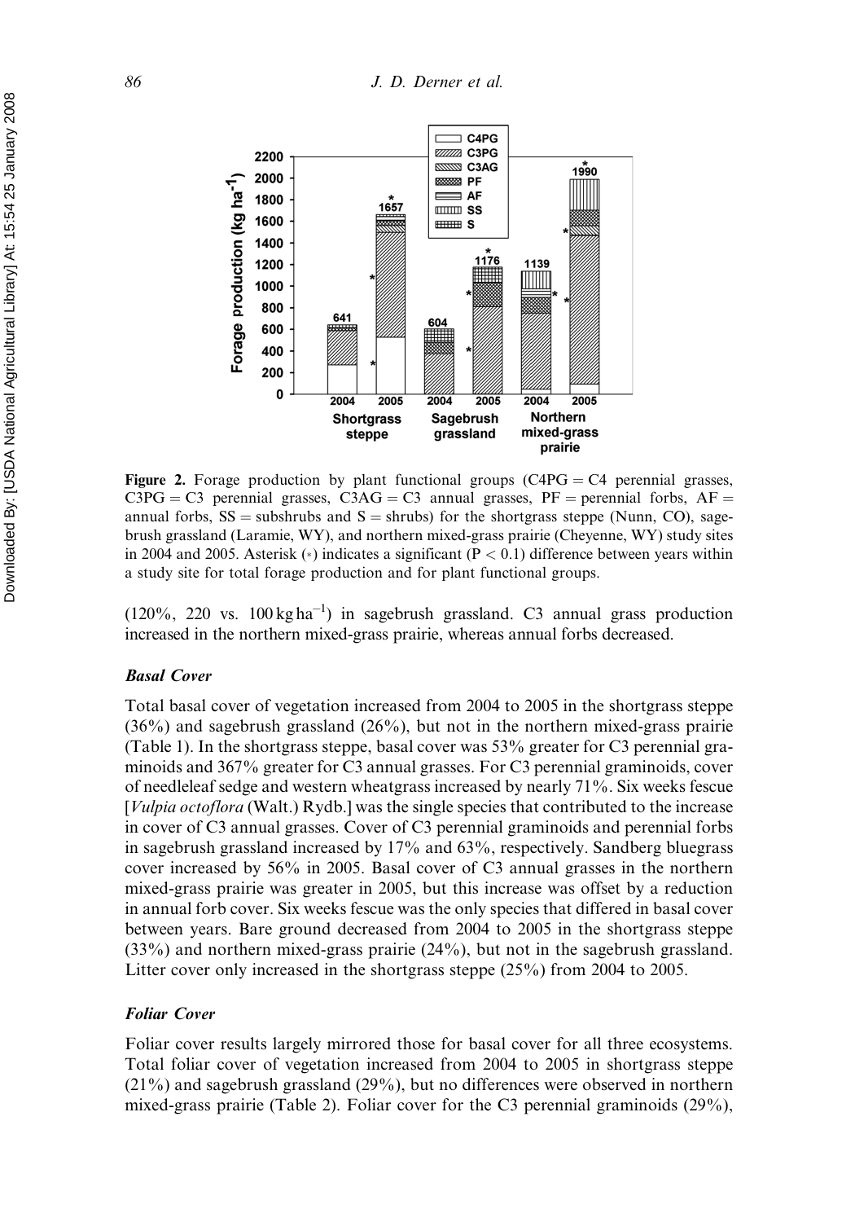**Figure 2.** Forage production by plant functional groups (C4PG = C4 perennial grasses, C3PG = C3 perennial grasses, C3AG = C3 annual grasses, PF = perennial forbs, AF = annual forbs, SS = subshrubs and S = shrubs) for the shortgrass steppe (Nunn, CO), sagebrush grassland (Laramie, WY), and northern mixed-grass prairie (Cheyenne, WY) study sites in 2004 and 2005. Asterisk (*) indicates a significant ($P < 0.1$) difference between years within a study site for total forage production and for plant functional groups.

(120%, 220 vs. 100 kg ha$^{-1}$) in sagebrush grassland. C3 annual grass production increased in the northern mixed-grass prairie, whereas annual forbs decreased.

### Basal Cover

Total basal cover of vegetation increased from 2004 to 2005 in the shortgrass steppe (36%) and sagebrush grassland (26%), but not in the northern mixed-grass prairie (Table 1). In the shortgrass steppe, basal cover was 53% greater for C3 perennial graminoids and 367% greater for C3 annual grasses. For C3 perennial graminoids, cover of needleleaf sedge and western wheatgrass increased by nearly 71%. Six weeks fescue [*Vulpia octoflora* (Walt.) Rydb.] was the single species that contributed to the increase in cover of C3 annual grasses. Cover of C3 perennial graminoids and perennial forbs in sagebrush grassland increased by 17% and 63%, respectively. Sandberg bluegrass cover increased by 56% in 2005. Basal cover of C3 annual grasses in the northern mixed-grass prairie was greater in 2005, but this increase was offset by a reduction in annual forb cover. Six weeks fescue was the only species that differed in basal cover between years. Bare ground decreased from 2004 to 2005 in the shortgrass steppe (33%) and northern mixed-grass prairie (24%), but not in the sagebrush grassland. Litter cover only increased in the shortgrass steppe (25%) from 2004 to 2005.

### Foliar Cover

Foliar cover results largely mirrored those for basal cover for all three ecosystems. Total foliar cover of vegetation increased from 2004 to 2005 in shortgrass steppe (21%) and sagebrush grassland (29%), but no differences were observed in northern mixed-grass prairie (Table 2). Foliar cover for the C3 perennial graminoids (29%),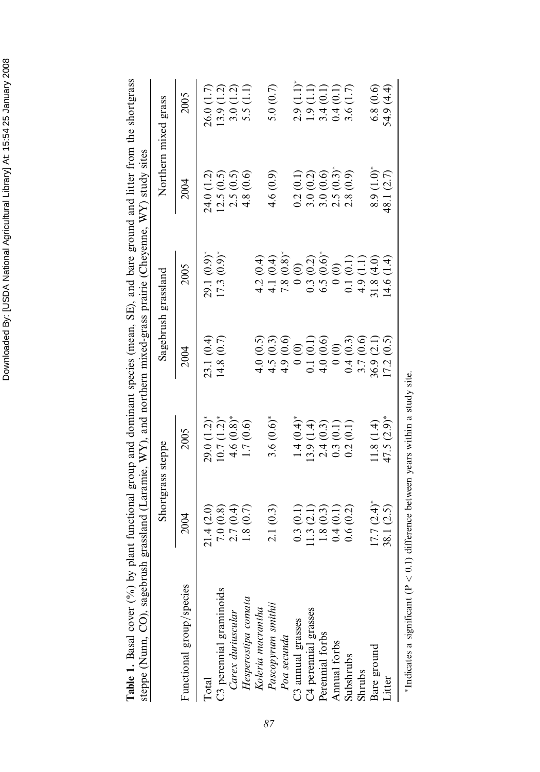**Table 1.** Basal cover (%) by plant functional group and dominant species (mean, SE), and bare ground and litter from the shortgrass steppe (Nunn, CO), sagebrush grassland (Laramie, WY), and northern mixed-grass prairie (Cheyenne, WY) study sites

| Functional group/species | Shortgrass steppe | | Sagebrush grassland | | Northern mixed grass | |
|---|---|---|---|---|---|---|
| | 2004 | 2005 | 2004 | 2005 | 2004 | 2005 |
| Total | 21.4 (2.0) | 29.0 (1.2)* | 23.1 (0.4) | 29.1 (0.9)* | 24.0 (1.2) | 26.0 (1.7) |
| C3 perennial graminoids | 7.0 (0.8) | 10.7 (1.2)* | 14.8 (0.7) | 17.3 (0.9)* | 12.5 (0.5) | 13.9 (1.2) |
| *Carex duriuscular* | 2.7 (0.4) | 4.6 (0.8)* | | | 2.5 (0.5) | 3.0 (1.2) |
| *Hesperostipa comata* | 1.8 (0.7) | 1.7 (0.6) | | | 4.8 (0.6) | 5.5 (1.1) |
| *Koleria macrantha* | | | 4.0 (0.5) | 4.2 (0.4) | | |
| *Pascopyrum smithii* | 2.1 (0.3) | 3.6 (0.6)* | 4.5 (0.3) | 4.1 (0.4) | 4.6 (0.9) | 5.0 (0.7) |
| *Poa secunda* | | | 4.9 (0.6) | 7.8 (0.8)* | | |
| C3 annual grasses | 0.3 (0.1) | 1.4 (0.4)* | 0 (0) | 0 (0) | 0.2 (0.1) | 2.9 (1.1)* |
| C4 perennial grasses | 11.3 (2.1) | 13.9 (1.4) | 0.1 (0.1) | 0.3 (0.2) | 3.0 (0.2) | 1.9 (1.1) |
| Perennial forbs | 1.8 (0.3) | 2.4 (0.3) | 4.0 (0.6) | 6.5 (0.6)* | 3.0 (0.6) | 3.4 (0.1) |
| Annual forbs | 0.4 (0.1) | 0.3 (0.1) | 0 (0) | 0 (0) | 2.5 (0.3)* | 0.4 (0.1) |
| Subshrubs | 0.6 (0.2) | 0.2 (0.1) | 0.4 (0.3) | 0.1 (0.1) | 2.8 (0.9) | 3.6 (1.7) |
| Shrubs | | | 3.7 (0.6) | 4.9 (1.1) | | |
| Bare ground | 17.7 (2.4)* | 11.8 (1.4) | 36.9 (2.1) | 31.8 (4.0) | 8.9 (1.0)* | 6.8 (0.6) |
| Litter | 38.1 (2.5) | 47.5 (2.9)* | 17.2 (0.5) | 14.6 (1.4) | 48.1 (2.7) | 54.9 (4.4) |

*Indicates a significant ($P < 0.1$) difference between years within a study site.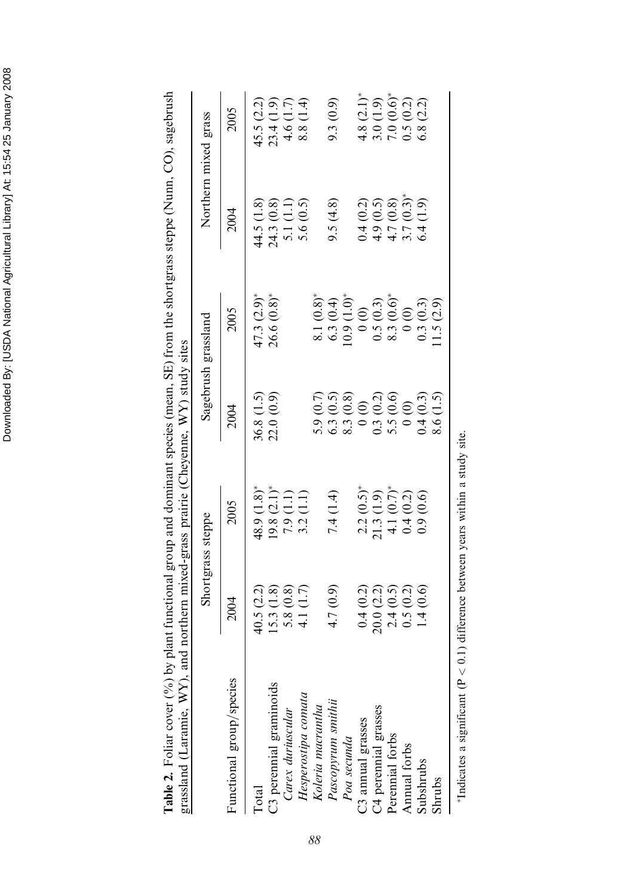**Table 2.** Foliar cover (%) by plant functional group and dominant species (mean, SE) from the shortgrass steppe (Nunn, CO), sagebrush grassland (Laramie, WY), and northern mixed-grass prairie (Cheyenne, WY) study sites

| Functional group/species | Shortgrass steppe | | Sagebrush grassland | | Northern mixed grass | |
|---|---|---|---|---|---|---|
| | 2004 | 2005 | 2004 | 2005 | 2004 | 2005 |
| Total | 40.5 (2.2) | 48.9 (1.8)* | 36.8 (1.5) | 47.3 (2.9)* | 44.5 (1.8) | 45.5 (2.2) |
| C3 perennial graminoids | 15.3 (1.8) | 19.8 (2.1)* | 22.0 (0.9) | 26.6 (0.8)* | 24.3 (0.8) | 23.4 (1.9) |
| *Carex duriuscular* | 5.8 (0.8) | 7.9 (1.1) | | | 5.1 (1.1) | 4.6 (1.7) |
| *Hesperostipa comata* | 4.1 (1.7) | 3.2 (1.1) | | | 5.6 (0.5) | 8.8 (1.4) |
| *Koleria macrantha* | | | 5.9 (0.7) | 8.1 (0.8)* | | |
| *Pascopyrum smithii* | 4.7 (0.9) | 7.4 (1.4) | 6.3 (0.5) | 6.3 (0.4) | 9.5 (4.8) | 9.3 (0.9) |
| *Poa secunda* | | | 8.3 (0.8) | 10.9 (1.0)* | | |
| C3 annual grasses | 0.4 (0.2) | 2.2 (0.5)* | 0 (0) | 0 (0) | 0.4 (0.2) | 4.8 (2.1)* |
| C4 perennial grasses | 20.0 (2.2) | 21.3 (1.9) | 0.3 (0.2) | 0.5 (0.3) | 4.9 (0.5) | 3.0 (1.9) |
| Perennial forbs | 2.4 (0.5) | 4.1 (0.7)* | 5.5 (0.6) | 8.3 (0.6)* | 4.7 (0.8) | 7.0 (0.6)* |
| Annual forbs | 0.5 (0.2) | 0.4 (0.2) | 0 (0) | 0 (0) | 3.7 (0.3)* | 0.5 (0.2) |
| Subshrubs | 1.4 (0.6) | 0.9 (0.6) | 0.4 (0.3) | 0.3 (0.3) | 6.4 (1.9) | 6.8 (2.2) |
| Shrubs | | | 8.6 (1.5) | 11.5 (2.9) | | |

*Indicates a significant ($P < 0.1$) difference between years within a study site.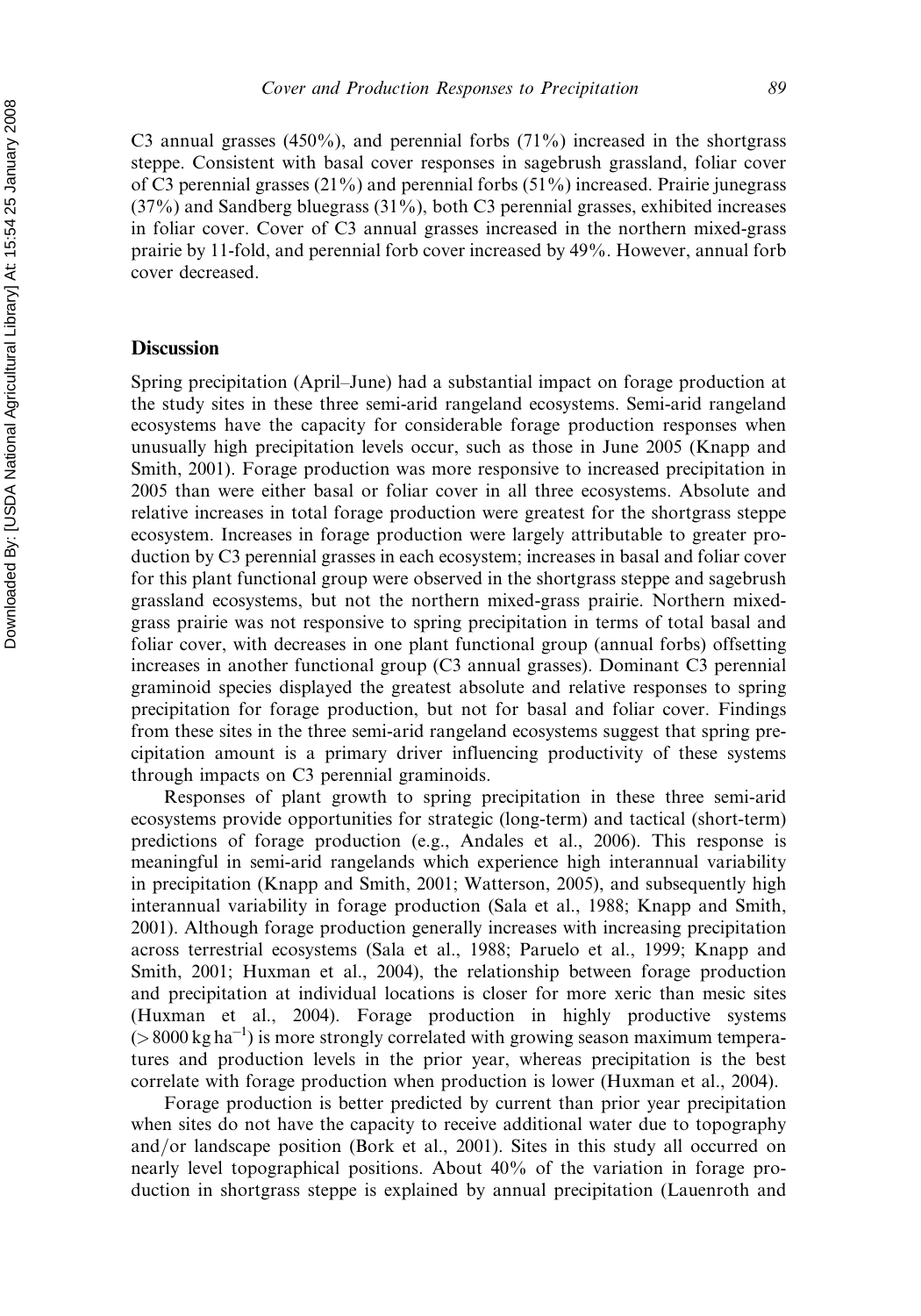C3 annual grasses (450%), and perennial forbs (71%) increased in the shortgrass steppe. Consistent with basal cover responses in sagebrush grassland, foliar cover of C3 perennial grasses (21%) and perennial forbs (51%) increased. Prairie junegrass (37%) and Sandberg bluegrass (31%), both C3 perennial grasses, exhibited increases in foliar cover. Cover of C3 annual grasses increased in the northern mixed-grass prairie by 11-fold, and perennial forb cover increased by 49%. However, annual forb cover decreased.

## Discussion

Spring precipitation (April–June) had a substantial impact on forage production at the study sites in these three semi-arid rangeland ecosystems. Semi-arid rangeland ecosystems have the capacity for considerable forage production responses when unusually high precipitation levels occur, such as those in June 2005 (Knapp and Smith, 2001). Forage production was more responsive to increased precipitation in 2005 than were either basal or foliar cover in all three ecosystems. Absolute and relative increases in total forage production were greatest for the shortgrass steppe ecosystem. Increases in forage production were largely attributable to greater production by C3 perennial grasses in each ecosystem; increases in basal and foliar cover for this plant functional group were observed in the shortgrass steppe and sagebrush grassland ecosystems, but not the northern mixed-grass prairie. Northern mixed-grass prairie was not responsive to spring precipitation in terms of total basal and foliar cover, with decreases in one plant functional group (annual forbs) offsetting increases in another functional group (C3 annual grasses). Dominant C3 perennial graminoid species displayed the greatest absolute and relative responses to spring precipitation for forage production, but not for basal and foliar cover. Findings from these sites in the three semi-arid rangeland ecosystems suggest that spring precipitation amount is a primary driver influencing productivity of these systems through impacts on C3 perennial graminoids.

Responses of plant growth to spring precipitation in these three semi-arid ecosystems provide opportunities for strategic (long-term) and tactical (short-term) predictions of forage production (e.g., Andales et al., 2006). This response is meaningful in semi-arid rangelands which experience high interannual variability in precipitation (Knapp and Smith, 2001; Watterson, 2005), and subsequently high interannual variability in forage production (Sala et al., 1988; Knapp and Smith, 2001). Although forage production generally increases with increasing precipitation across terrestrial ecosystems (Sala et al., 1988; Paruelo et al., 1999; Knapp and Smith, 2001; Huxman et al., 2004), the relationship between forage production and precipitation at individual locations is closer for more xeric than mesic sites (Huxman et al., 2004). Forage production in highly productive systems ($>8000\,\mathrm{kg\,ha^{-1}}$) is more strongly correlated with growing season maximum temperatures and production levels in the prior year, whereas precipitation is the best correlate with forage production when production is lower (Huxman et al., 2004).

Forage production is better predicted by current than prior year precipitation when sites do not have the capacity to receive additional water due to topography and/or landscape position (Bork et al., 2001). Sites in this study all occurred on nearly level topographical positions. About 40% of the variation in forage production in shortgrass steppe is explained by annual precipitation (Lauenroth and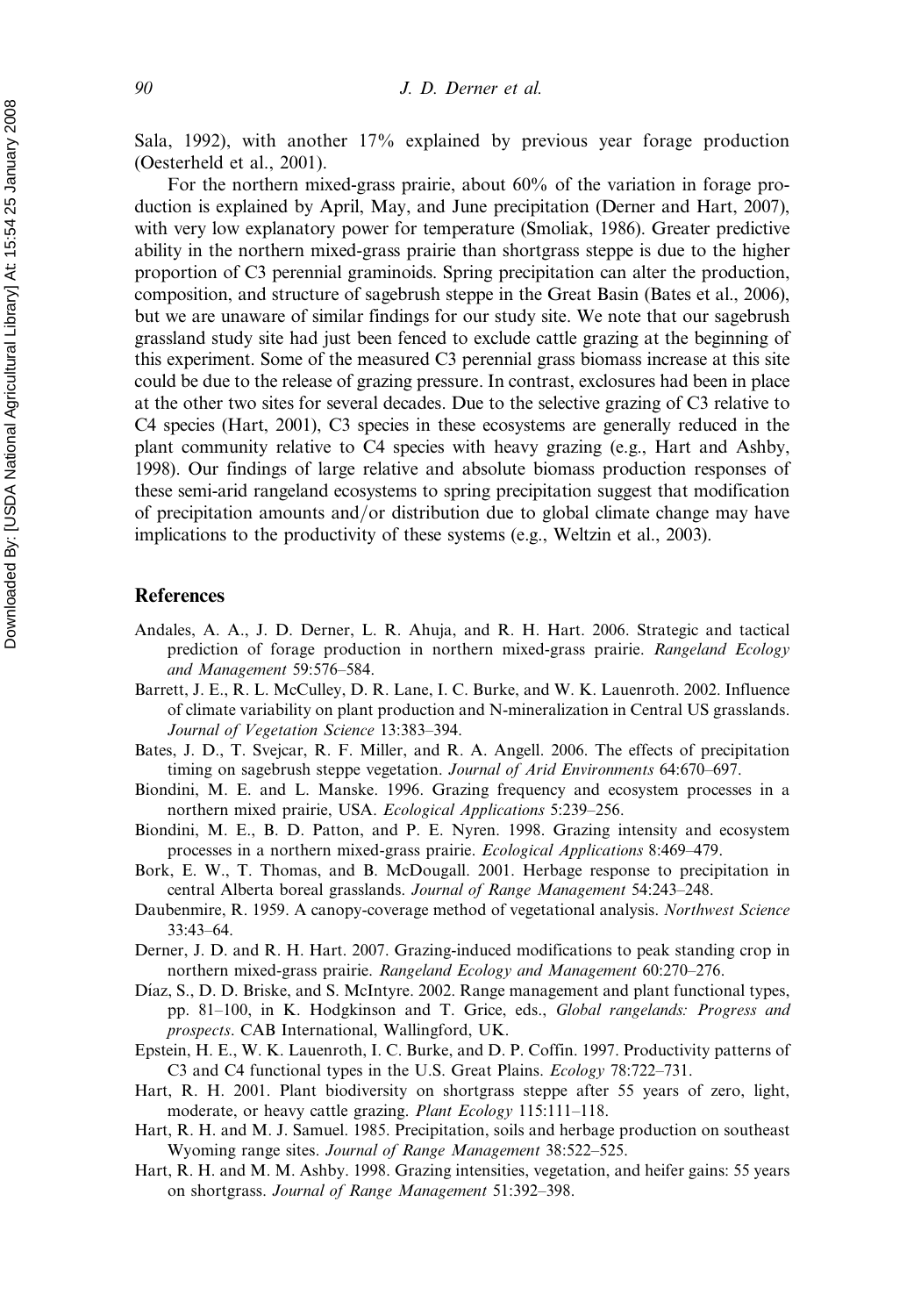Sala, 1992), with another 17% explained by previous year forage production (Oesterheld et al., 2001).

For the northern mixed-grass prairie, about 60% of the variation in forage production is explained by April, May, and June precipitation (Derner and Hart, 2007), with very low explanatory power for temperature (Smoliak, 1986). Greater predictive ability in the northern mixed-grass prairie than shortgrass steppe is due to the higher proportion of C3 perennial graminoids. Spring precipitation can alter the production, composition, and structure of sagebrush steppe in the Great Basin (Bates et al., 2006), but we are unaware of similar findings for our study site. We note that our sagebrush grassland study site had just been fenced to exclude cattle grazing at the beginning of this experiment. Some of the measured C3 perennial grass biomass increase at this site could be due to the release of grazing pressure. In contrast, exclosures had been in place at the other two sites for several decades. Due to the selective grazing of C3 relative to C4 species (Hart, 2001), C3 species in these ecosystems are generally reduced in the plant community relative to C4 species with heavy grazing (e.g., Hart and Ashby, 1998). Our findings of large relative and absolute biomass production responses of these semi-arid rangeland ecosystems to spring precipitation suggest that modification of precipitation amounts and/or distribution due to global climate change may have implications to the productivity of these systems (e.g., Weltzin et al., 2003).

## References

Andales, A. A., J. D. Derner, L. R. Ahuja, and R. H. Hart. 2006. Strategic and tactical prediction of forage production in northern mixed-grass prairie. *Rangeland Ecology and Management* 59:576–584.

Barrett, J. E., R. L. McCulley, D. R. Lane, I. C. Burke, and W. K. Lauenroth. 2002. Influence of climate variability on plant production and N-mineralization in Central US grasslands. *Journal of Vegetation Science* 13:383–394.

Bates, J. D., T. Svejcar, R. F. Miller, and R. A. Angell. 2006. The effects of precipitation timing on sagebrush steppe vegetation. *Journal of Arid Environments* 64:670–697.

Biondini, M. E. and L. Manske. 1996. Grazing frequency and ecosystem processes in a northern mixed prairie, USA. *Ecological Applications* 5:239–256.

Biondini, M. E., B. D. Patton, and P. E. Nyren. 1998. Grazing intensity and ecosystem processes in a northern mixed-grass prairie. *Ecological Applications* 8:469–479.

Bork, E. W., T. Thomas, and B. McDougall. 2001. Herbage response to precipitation in central Alberta boreal grasslands. *Journal of Range Management* 54:243–248.

Daubenmire, R. 1959. A canopy-coverage method of vegetational analysis. *Northwest Science* 33:43–64.

Derner, J. D. and R. H. Hart. 2007. Grazing-induced modifications to peak standing crop in northern mixed-grass prairie. *Rangeland Ecology and Management* 60:270–276.

Díaz, S., D. D. Briske, and S. McIntyre. 2002. Range management and plant functional types, pp. 81–100, in K. Hodgkinson and T. Grice, eds., *Global rangelands: Progress and prospects*. CAB International, Wallingford, UK.

Epstein, H. E., W. K. Lauenroth, I. C. Burke, and D. P. Coffin. 1997. Productivity patterns of C3 and C4 functional types in the U.S. Great Plains. *Ecology* 78:722–731.

Hart, R. H. 2001. Plant biodiversity on shortgrass steppe after 55 years of zero, light, moderate, or heavy cattle grazing. *Plant Ecology* 115:111–118.

Hart, R. H. and M. J. Samuel. 1985. Precipitation, soils and herbage production on southeast Wyoming range sites. *Journal of Range Management* 38:522–525.

Hart, R. H. and M. M. Ashby. 1998. Grazing intensities, vegetation, and heifer gains: 55 years on shortgrass. *Journal of Range Management* 51:392–398.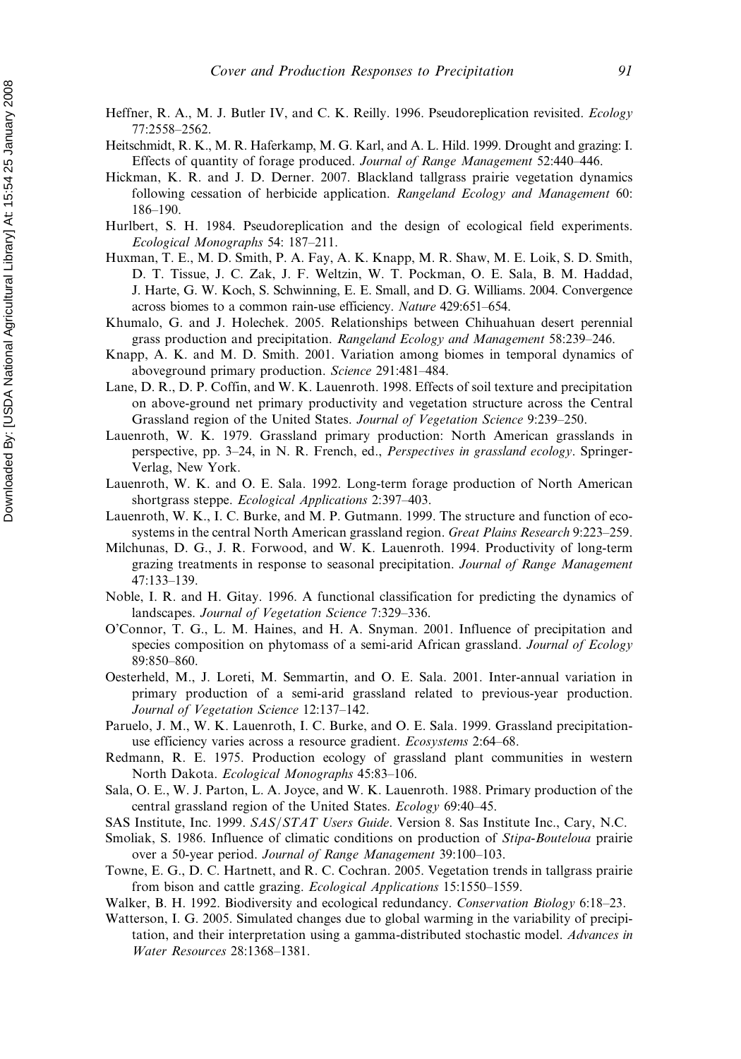Heffner, R. A., M. J. Butler IV, and C. K. Reilly. 1996. Pseudoreplication revisited. *Ecology* 77:2558–2562.

Heitschmidt, R. K., M. R. Haferkamp, M. G. Karl, and A. L. Hild. 1999. Drought and grazing: I. Effects of quantity of forage produced. *Journal of Range Management* 52:440–446.

Hickman, K. R. and J. D. Derner. 2007. Blackland tallgrass prairie vegetation dynamics following cessation of herbicide application. *Rangeland Ecology and Management* 60: 186–190.

Hurlbert, S. H. 1984. Pseudoreplication and the design of ecological field experiments. *Ecological Monographs* 54: 187–211.

Huxman, T. E., M. D. Smith, P. A. Fay, A. K. Knapp, M. R. Shaw, M. E. Loik, S. D. Smith, D. T. Tissue, J. C. Zak, J. F. Weltzin, W. T. Pockman, O. E. Sala, B. M. Haddad, J. Harte, G. W. Koch, S. Schwinning, E. E. Small, and D. G. Williams. 2004. Convergence across biomes to a common rain-use efficiency. *Nature* 429:651–654.

Khumalo, G. and J. Holechek. 2005. Relationships between Chihuahuan desert perennial grass production and precipitation. *Rangeland Ecology and Management* 58:239–246.

Knapp, A. K. and M. D. Smith. 2001. Variation among biomes in temporal dynamics of aboveground primary production. *Science* 291:481–484.

Lane, D. R., D. P. Coffin, and W. K. Lauenroth. 1998. Effects of soil texture and precipitation on above-ground net primary productivity and vegetation structure across the Central Grassland region of the United States. *Journal of Vegetation Science* 9:239–250.

Lauenroth, W. K. 1979. Grassland primary production: North American grasslands in perspective, pp. 3–24, in N. R. French, ed., *Perspectives in grassland ecology*. Springer-Verlag, New York.

Lauenroth, W. K. and O. E. Sala. 1992. Long-term forage production of North American shortgrass steppe. *Ecological Applications* 2:397–403.

Lauenroth, W. K., I. C. Burke, and M. P. Gutmann. 1999. The structure and function of ecosystems in the central North American grassland region. *Great Plains Research* 9:223–259.

Milchunas, D. G., J. R. Forwood, and W. K. Lauenroth. 1994. Productivity of long-term grazing treatments in response to seasonal precipitation. *Journal of Range Management* 47:133–139.

Noble, I. R. and H. Gitay. 1996. A functional classification for predicting the dynamics of landscapes. *Journal of Vegetation Science* 7:329–336.

O'Connor, T. G., L. M. Haines, and H. A. Snyman. 2001. Influence of precipitation and species composition on phytomass of a semi-arid African grassland. *Journal of Ecology* 89:850–860.

Oesterheld, M., J. Loreti, M. Semmartin, and O. E. Sala. 2001. Inter-annual variation in primary production of a semi-arid grassland related to previous-year production. *Journal of Vegetation Science* 12:137–142.

Paruelo, J. M., W. K. Lauenroth, I. C. Burke, and O. E. Sala. 1999. Grassland precipitation-use efficiency varies across a resource gradient. *Ecosystems* 2:64–68.

Redmann, R. E. 1975. Production ecology of grassland plant communities in western North Dakota. *Ecological Monographs* 45:83–106.

Sala, O. E., W. J. Parton, L. A. Joyce, and W. K. Lauenroth. 1988. Primary production of the central grassland region of the United States. *Ecology* 69:40–45.

SAS Institute, Inc. 1999. *SAS/STAT Users Guide*. Version 8. Sas Institute Inc., Cary, N.C.

Smoliak, S. 1986. Influence of climatic conditions on production of *Stipa-Bouteloua* prairie over a 50-year period. *Journal of Range Management* 39:100–103.

Towne, E. G., D. C. Hartnett, and R. C. Cochran. 2005. Vegetation trends in tallgrass prairie from bison and cattle grazing. *Ecological Applications* 15:1550–1559.

Walker, B. H. 1992. Biodiversity and ecological redundancy. *Conservation Biology* 6:18–23.

Watterson, I. G. 2005. Simulated changes due to global warming in the variability of precipitation, and their interpretation using a gamma-distributed stochastic model. *Advances in Water Resources* 28:1368–1381.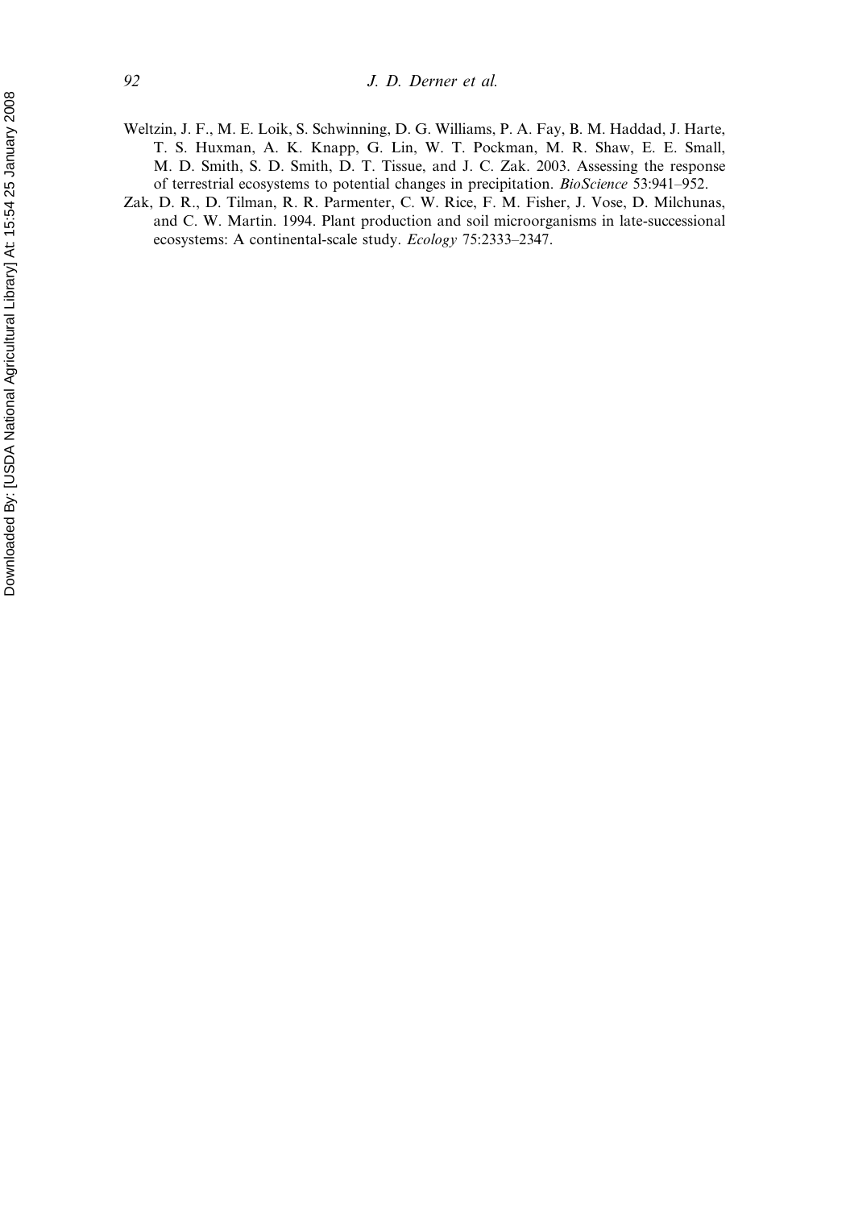Weltzin, J. F., M. E. Loik, S. Schwinning, D. G. Williams, P. A. Fay, B. M. Haddad, J. Harte, T. S. Huxman, A. K. Knapp, G. Lin, W. T. Pockman, M. R. Shaw, E. E. Small, M. D. Smith, S. D. Smith, D. T. Tissue, and J. C. Zak. 2003. Assessing the response of terrestrial ecosystems to potential changes in precipitation. *BioScience* 53:941–952.

Zak, D. R., D. Tilman, R. R. Parmenter, C. W. Rice, F. M. Fisher, J. Vose, D. Milchunas, and C. W. Martin. 1994. Plant production and soil microorganisms in late-successional ecosystems: A continental-scale study. *Ecology* 75:2333–2347.